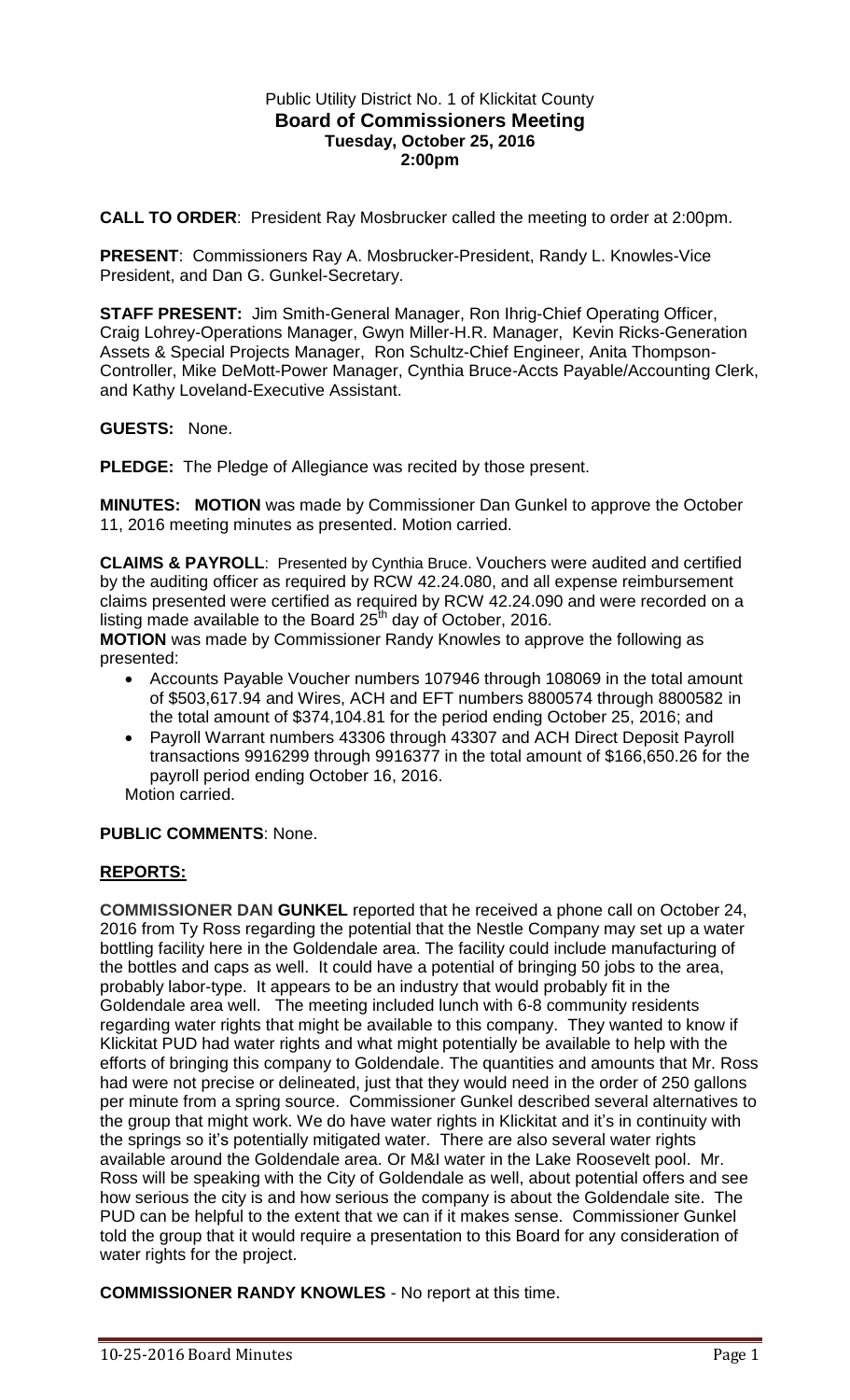Public Utility District No. 1 of Klickitat County
**Board of Commissioners Meeting**
**Tuesday, October 25, 2016**
**2:00pm**

**CALL TO ORDER**: President Ray Mosbrucker called the meeting to order at 2:00pm.

**PRESENT**: Commissioners Ray A. Mosbrucker-President, Randy L. Knowles-Vice President, and Dan G. Gunkel-Secretary.

**STAFF PRESENT:** Jim Smith-General Manager, Ron Ihrig-Chief Operating Officer, Craig Lohrey-Operations Manager, Gwyn Miller-H.R. Manager, Kevin Ricks-Generation Assets & Special Projects Manager, Ron Schultz-Chief Engineer, Anita Thompson-Controller, Mike DeMott-Power Manager, Cynthia Bruce-Accts Payable/Accounting Clerk, and Kathy Loveland-Executive Assistant.

**GUESTS:** None.

**PLEDGE:** The Pledge of Allegiance was recited by those present.

**MINUTES: MOTION** was made by Commissioner Dan Gunkel to approve the October 11, 2016 meeting minutes as presented. Motion carried.

**CLAIMS & PAYROLL**: Presented by Cynthia Bruce. Vouchers were audited and certified by the auditing officer as required by RCW 42.24.080, and all expense reimbursement claims presented were certified as required by RCW 42.24.090 and were recorded on a listing made available to the Board 25th day of October, 2016.

**MOTION** was made by Commissioner Randy Knowles to approve the following as presented:

- Accounts Payable Voucher numbers 107946 through 108069 in the total amount of $503,617.94 and Wires, ACH and EFT numbers 8800574 through 8800582 in the total amount of $374,104.81 for the period ending October 25, 2016; and
- Payroll Warrant numbers 43306 through 43307 and ACH Direct Deposit Payroll transactions 9916299 through 9916377 in the total amount of $166,650.26 for the payroll period ending October 16, 2016.

Motion carried.

**PUBLIC COMMENTS**: None.

## REPORTS:

**COMMISSIONER DAN GUNKEL** reported that he received a phone call on October 24, 2016 from Ty Ross regarding the potential that the Nestle Company may set up a water bottling facility here in the Goldendale area. The facility could include manufacturing of the bottles and caps as well. It could have a potential of bringing 50 jobs to the area, probably labor-type. It appears to be an industry that would probably fit in the Goldendale area well. The meeting included lunch with 6-8 community residents regarding water rights that might be available to this company. They wanted to know if Klickitat PUD had water rights and what might potentially be available to help with the efforts of bringing this company to Goldendale. The quantities and amounts that Mr. Ross had were not precise or delineated, just that they would need in the order of 250 gallons per minute from a spring source. Commissioner Gunkel described several alternatives to the group that might work. We do have water rights in Klickitat and it's in continuity with the springs so it's potentially mitigated water. There are also several water rights available around the Goldendale area. Or M&I water in the Lake Roosevelt pool. Mr. Ross will be speaking with the City of Goldendale as well, about potential offers and see how serious the city is and how serious the company is about the Goldendale site. The PUD can be helpful to the extent that we can if it makes sense. Commissioner Gunkel told the group that it would require a presentation to this Board for any consideration of water rights for the project.

**COMMISSIONER RANDY KNOWLES** - No report at this time.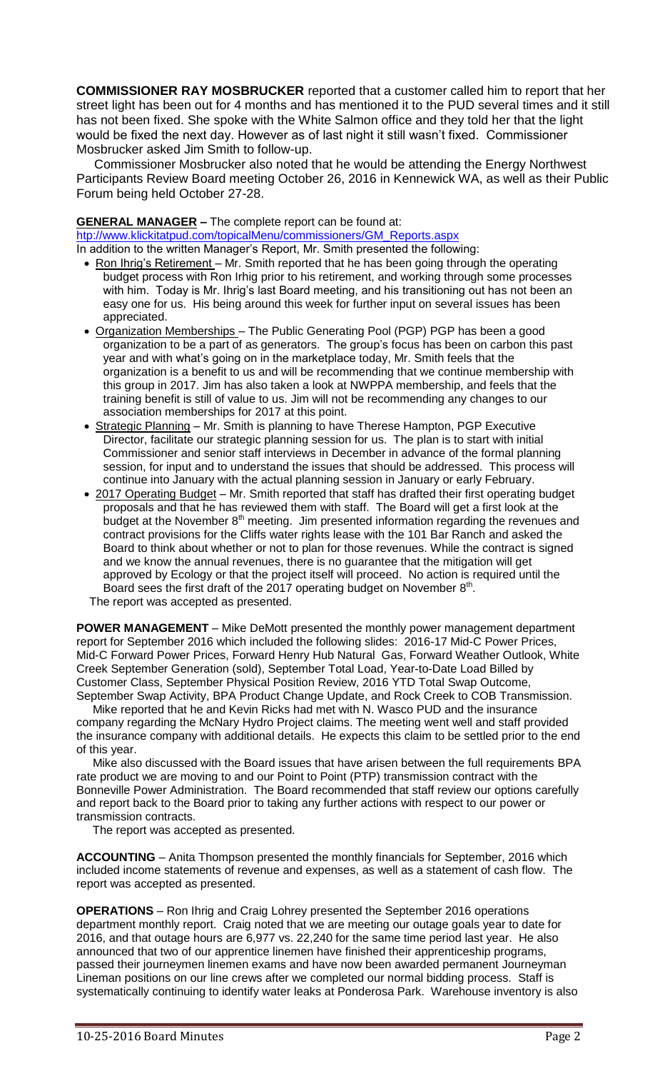**COMMISSIONER RAY MOSBRUCKER** reported that a customer called him to report that her street light has been out for 4 months and has mentioned it to the PUD several times and it still has not been fixed. She spoke with the White Salmon office and they told her that the light would be fixed the next day. However as of last night it still wasn't fixed. Commissioner Mosbrucker asked Jim Smith to follow-up.

Commissioner Mosbrucker also noted that he would be attending the Energy Northwest Participants Review Board meeting October 26, 2016 in Kennewick WA, as well as their Public Forum being held October 27-28.

**GENERAL MANAGER –** The complete report can be found at:
htp://www.klickitatpud.com/topicalMenu/commissioners/GM_Reports.aspx

In addition to the written Manager's Report, Mr. Smith presented the following:

- Ron Ihrig's Retirement – Mr. Smith reported that he has been going through the operating budget process with Ron Irhig prior to his retirement, and working through some processes with him. Today is Mr. Ihrig's last Board meeting, and his transitioning out has not been an easy one for us. His being around this week for further input on several issues has been appreciated.
- Organization Memberships – The Public Generating Pool (PGP) PGP has been a good organization to be a part of as generators. The group's focus has been on carbon this past year and with what's going on in the marketplace today, Mr. Smith feels that the organization is a benefit to us and will be recommending that we continue membership with this group in 2017. Jim has also taken a look at NWPPA membership, and feels that the training benefit is still of value to us. Jim will not be recommending any changes to our association memberships for 2017 at this point.
- Strategic Planning – Mr. Smith is planning to have Therese Hampton, PGP Executive Director, facilitate our strategic planning session for us. The plan is to start with initial Commissioner and senior staff interviews in December in advance of the formal planning session, for input and to understand the issues that should be addressed. This process will continue into January with the actual planning session in January or early February.
- 2017 Operating Budget – Mr. Smith reported that staff has drafted their first operating budget proposals and that he has reviewed them with staff. The Board will get a first look at the budget at the November 8th meeting. Jim presented information regarding the revenues and contract provisions for the Cliffs water rights lease with the 101 Bar Ranch and asked the Board to think about whether or not to plan for those revenues. While the contract is signed and we know the annual revenues, there is no guarantee that the mitigation will get approved by Ecology or that the project itself will proceed. No action is required until the Board sees the first draft of the 2017 operating budget on November 8th.

The report was accepted as presented.

**POWER MANAGEMENT** – Mike DeMott presented the monthly power management department report for September 2016 which included the following slides: 2016-17 Mid-C Power Prices, Mid-C Forward Power Prices, Forward Henry Hub Natural Gas, Forward Weather Outlook, White Creek September Generation (sold), September Total Load, Year-to-Date Load Billed by Customer Class, September Physical Position Review, 2016 YTD Total Swap Outcome, September Swap Activity, BPA Product Change Update, and Rock Creek to COB Transmission.

Mike reported that he and Kevin Ricks had met with N. Wasco PUD and the insurance company regarding the McNary Hydro Project claims. The meeting went well and staff provided the insurance company with additional details. He expects this claim to be settled prior to the end of this year.

Mike also discussed with the Board issues that have arisen between the full requirements BPA rate product we are moving to and our Point to Point (PTP) transmission contract with the Bonneville Power Administration. The Board recommended that staff review our options carefully and report back to the Board prior to taking any further actions with respect to our power or transmission contracts.

The report was accepted as presented.

**ACCOUNTING** – Anita Thompson presented the monthly financials for September, 2016 which included income statements of revenue and expenses, as well as a statement of cash flow. The report was accepted as presented.

**OPERATIONS** – Ron Ihrig and Craig Lohrey presented the September 2016 operations department monthly report. Craig noted that we are meeting our outage goals year to date for 2016, and that outage hours are 6,977 vs. 22,240 for the same time period last year. He also announced that two of our apprentice linemen have finished their apprenticeship programs, passed their journeymen linemen exams and have now been awarded permanent Journeyman Lineman positions on our line crews after we completed our normal bidding process. Staff is systematically continuing to identify water leaks at Ponderosa Park. Warehouse inventory is also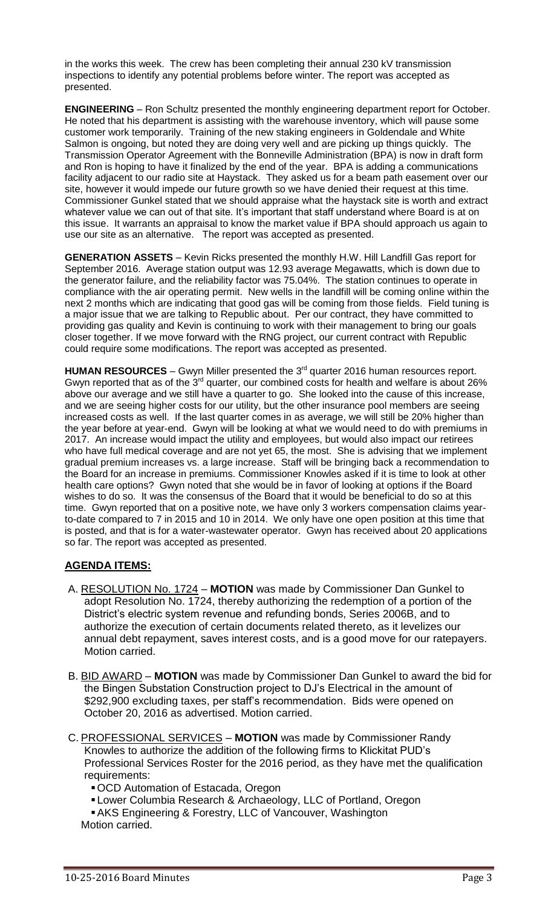in the works this week. The crew has been completing their annual 230 kV transmission inspections to identify any potential problems before winter. The report was accepted as presented.

**ENGINEERING** – Ron Schultz presented the monthly engineering department report for October. He noted that his department is assisting with the warehouse inventory, which will pause some customer work temporarily. Training of the new staking engineers in Goldendale and White Salmon is ongoing, but noted they are doing very well and are picking up things quickly. The Transmission Operator Agreement with the Bonneville Administration (BPA) is now in draft form and Ron is hoping to have it finalized by the end of the year. BPA is adding a communications facility adjacent to our radio site at Haystack. They asked us for a beam path easement over our site, however it would impede our future growth so we have denied their request at this time. Commissioner Gunkel stated that we should appraise what the haystack site is worth and extract whatever value we can out of that site. It's important that staff understand where Board is at on this issue. It warrants an appraisal to know the market value if BPA should approach us again to use our site as an alternative. The report was accepted as presented.

**GENERATION ASSETS** – Kevin Ricks presented the monthly H.W. Hill Landfill Gas report for September 2016. Average station output was 12.93 average Megawatts, which is down due to the generator failure, and the reliability factor was 75.04%. The station continues to operate in compliance with the air operating permit. New wells in the landfill will be coming online within the next 2 months which are indicating that good gas will be coming from those fields. Field tuning is a major issue that we are talking to Republic about. Per our contract, they have committed to providing gas quality and Kevin is continuing to work with their management to bring our goals closer together. If we move forward with the RNG project, our current contract with Republic could require some modifications. The report was accepted as presented.

**HUMAN RESOURCES** – Gwyn Miller presented the 3rd quarter 2016 human resources report. Gwyn reported that as of the 3rd quarter, our combined costs for health and welfare is about 26% above our average and we still have a quarter to go. She looked into the cause of this increase, and we are seeing higher costs for our utility, but the other insurance pool members are seeing increased costs as well. If the last quarter comes in as average, we will still be 20% higher than the year before at year-end. Gwyn will be looking at what we would need to do with premiums in 2017. An increase would impact the utility and employees, but would also impact our retirees who have full medical coverage and are not yet 65, the most. She is advising that we implement gradual premium increases vs. a large increase. Staff will be bringing back a recommendation to the Board for an increase in premiums. Commissioner Knowles asked if it is time to look at other health care options? Gwyn noted that she would be in favor of looking at options if the Board wishes to do so. It was the consensus of the Board that it would be beneficial to do so at this time. Gwyn reported that on a positive note, we have only 3 workers compensation claims year-to-date compared to 7 in 2015 and 10 in 2014. We only have one open position at this time that is posted, and that is for a water-wastewater operator. Gwyn has received about 20 applications so far. The report was accepted as presented.

## AGENDA ITEMS:

A. RESOLUTION No. 1724 – **MOTION** was made by Commissioner Dan Gunkel to adopt Resolution No. 1724, thereby authorizing the redemption of a portion of the District's electric system revenue and refunding bonds, Series 2006B, and to authorize the execution of certain documents related thereto, as it levelizes our annual debt repayment, saves interest costs, and is a good move for our ratepayers. Motion carried.

B. BID AWARD – **MOTION** was made by Commissioner Dan Gunkel to award the bid for the Bingen Substation Construction project to DJ's Electrical in the amount of $292,900 excluding taxes, per staff's recommendation. Bids were opened on October 20, 2016 as advertised. Motion carried.

C. PROFESSIONAL SERVICES – **MOTION** was made by Commissioner Randy Knowles to authorize the addition of the following firms to Klickitat PUD's Professional Services Roster for the 2016 period, as they have met the qualification requirements:

- OCD Automation of Estacada, Oregon
- Lower Columbia Research & Archaeology, LLC of Portland, Oregon
- AKS Engineering & Forestry, LLC of Vancouver, Washington

Motion carried.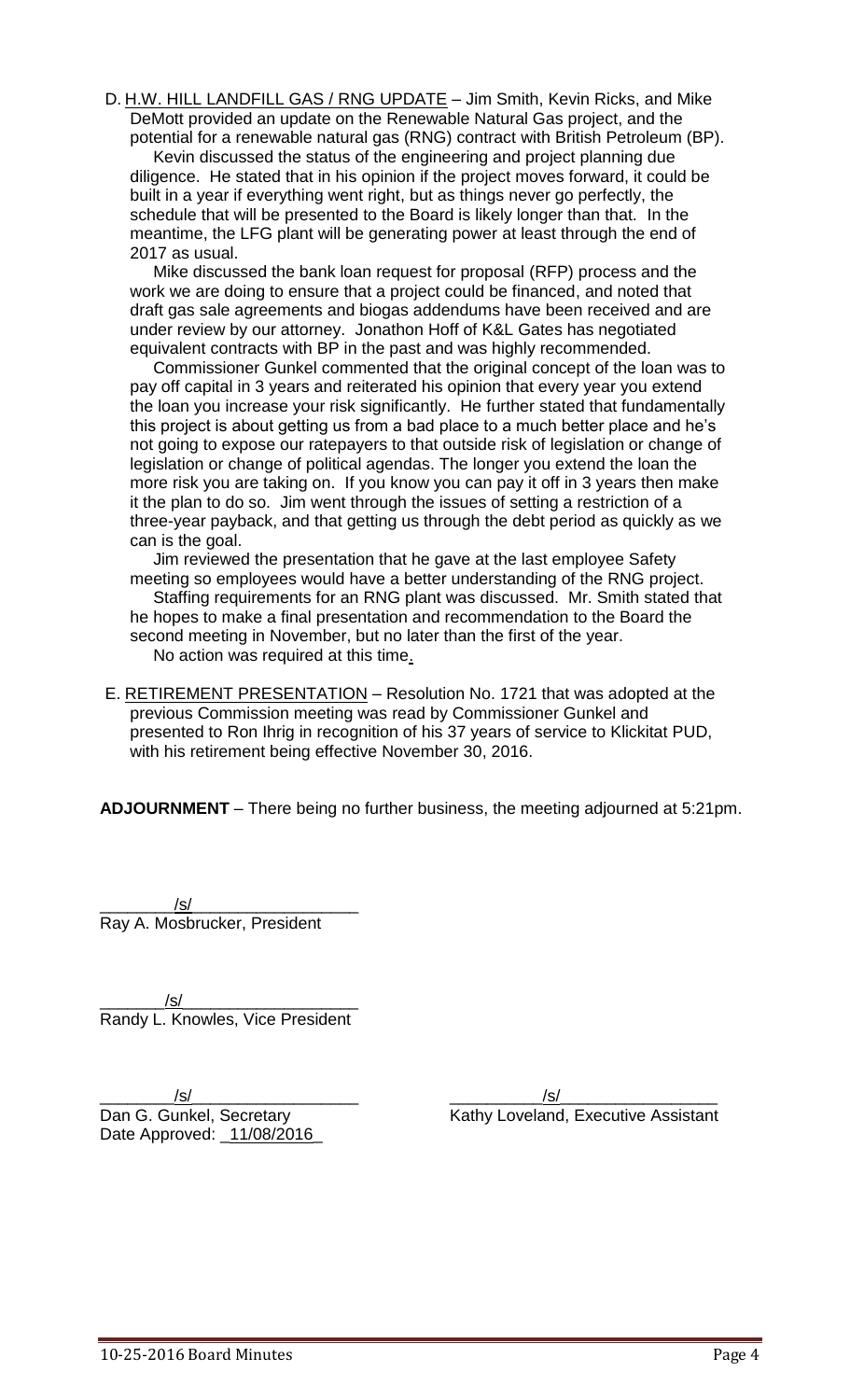D. <u>H.W. HILL LANDFILL GAS / RNG UPDATE</u> – Jim Smith, Kevin Ricks, and Mike DeMott provided an update on the Renewable Natural Gas project, and the potential for a renewable natural gas (RNG) contract with British Petroleum (BP).

Kevin discussed the status of the engineering and project planning due diligence. He stated that in his opinion if the project moves forward, it could be built in a year if everything went right, but as things never go perfectly, the schedule that will be presented to the Board is likely longer than that. In the meantime, the LFG plant will be generating power at least through the end of 2017 as usual.

Mike discussed the bank loan request for proposal (RFP) process and the work we are doing to ensure that a project could be financed, and noted that draft gas sale agreements and biogas addendums have been received and are under review by our attorney. Jonathon Hoff of K&L Gates has negotiated equivalent contracts with BP in the past and was highly recommended.

Commissioner Gunkel commented that the original concept of the loan was to pay off capital in 3 years and reiterated his opinion that every year you extend the loan you increase your risk significantly. He further stated that fundamentally this project is about getting us from a bad place to a much better place and he's not going to expose our ratepayers to that outside risk of legislation or change of legislation or change of political agendas. The longer you extend the loan the more risk you are taking on. If you know you can pay it off in 3 years then make it the plan to do so. Jim went through the issues of setting a restriction of a three-year payback, and that getting us through the debt period as quickly as we can is the goal.

Jim reviewed the presentation that he gave at the last employee Safety meeting so employees would have a better understanding of the RNG project.

Staffing requirements for an RNG plant was discussed. Mr. Smith stated that he hopes to make a final presentation and recommendation to the Board the second meeting in November, but no later than the first of the year.

No action was required at this time.

E. <u>RETIREMENT PRESENTATION</u> – Resolution No. 1721 that was adopted at the previous Commission meeting was read by Commissioner Gunkel and presented to Ron Ihrig in recognition of his 37 years of service to Klickitat PUD, with his retirement being effective November 30, 2016.

**ADJOURNMENT** – There being no further business, the meeting adjourned at 5:21pm.

/s/
Ray A. Mosbrucker, President

/s/
Randy L. Knowles, Vice President

/s/
Dan G. Gunkel, Secretary
Date Approved: 11/08/2016

/s/
Kathy Loveland, Executive Assistant